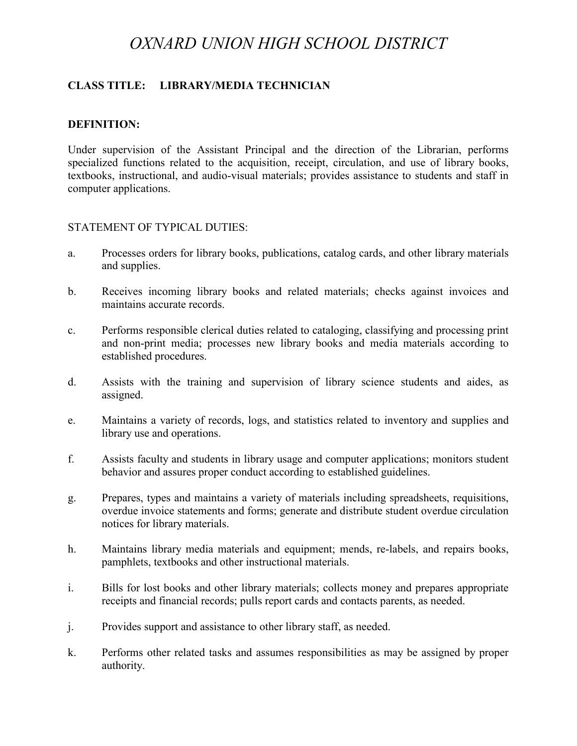# *OXNARD UNION HIGH SCHOOL DISTRICT*

**CLASS TITLE: LIBRARY/MEDIA TECHNICIAN**

**DEFINITION:**

Under supervision of the Assistant Principal and the direction of the Librarian, performs specialized functions related to the acquisition, receipt, circulation, and use of library books, textbooks, instructional, and audio-visual materials; provides assistance to students and staff in computer applications.

STATEMENT OF TYPICAL DUTIES:

a. Processes orders for library books, publications, catalog cards, and other library materials and supplies.

b. Receives incoming library books and related materials; checks against invoices and maintains accurate records.

c. Performs responsible clerical duties related to cataloging, classifying and processing print and non-print media; processes new library books and media materials according to established procedures.

d. Assists with the training and supervision of library science students and aides, as assigned.

e. Maintains a variety of records, logs, and statistics related to inventory and supplies and library use and operations.

f. Assists faculty and students in library usage and computer applications; monitors student behavior and assures proper conduct according to established guidelines.

g. Prepares, types and maintains a variety of materials including spreadsheets, requisitions, overdue invoice statements and forms; generate and distribute student overdue circulation notices for library materials.

h. Maintains library media materials and equipment; mends, re-labels, and repairs books, pamphlets, textbooks and other instructional materials.

i. Bills for lost books and other library materials; collects money and prepares appropriate receipts and financial records; pulls report cards and contacts parents, as needed.

j. Provides support and assistance to other library staff, as needed.

k. Performs other related tasks and assumes responsibilities as may be assigned by proper authority.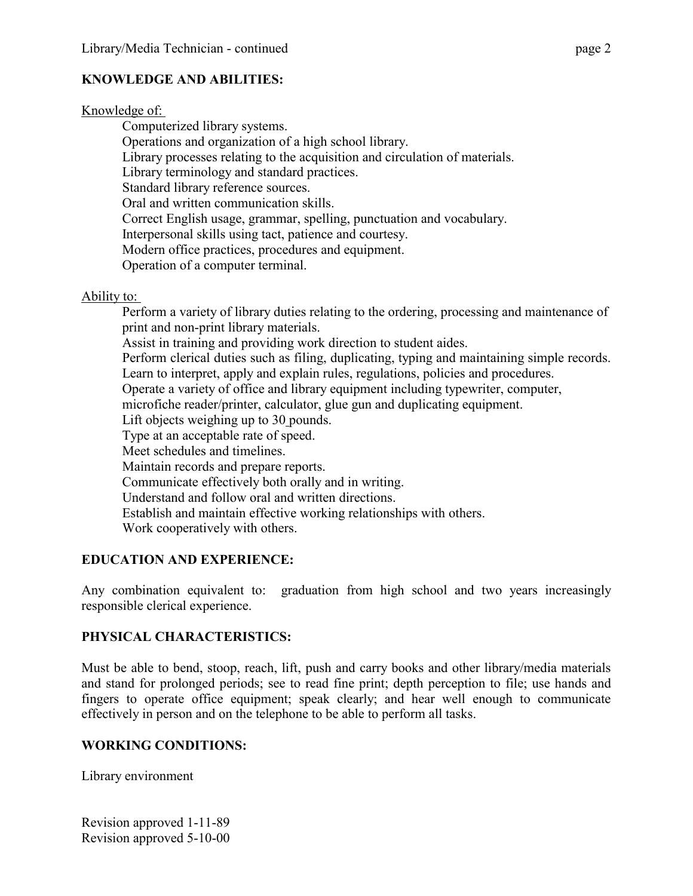## KNOWLEDGE AND ABILITIES:

Knowledge of:

- Computerized library systems.
- Operations and organization of a high school library.
- Library processes relating to the acquisition and circulation of materials.
- Library terminology and standard practices.
- Standard library reference sources.
- Oral and written communication skills.
- Correct English usage, grammar, spelling, punctuation and vocabulary.
- Interpersonal skills using tact, patience and courtesy.
- Modern office practices, procedures and equipment.
- Operation of a computer terminal.

Ability to:

- Perform a variety of library duties relating to the ordering, processing and maintenance of print and non-print library materials.
- Assist in training and providing work direction to student aides.
- Perform clerical duties such as filing, duplicating, typing and maintaining simple records.
- Learn to interpret, apply and explain rules, regulations, policies and procedures.
- Operate a variety of office and library equipment including typewriter, computer, microfiche reader/printer, calculator, glue gun and duplicating equipment.
- Lift objects weighing up to 30 pounds.
- Type at an acceptable rate of speed.
- Meet schedules and timelines.
- Maintain records and prepare reports.
- Communicate effectively both orally and in writing.
- Understand and follow oral and written directions.
- Establish and maintain effective working relationships with others.
- Work cooperatively with others.

## EDUCATION AND EXPERIENCE:

Any combination equivalent to: graduation from high school and two years increasingly responsible clerical experience.

## PHYSICAL CHARACTERISTICS:

Must be able to bend, stoop, reach, lift, push and carry books and other library/media materials and stand for prolonged periods; see to read fine print; depth perception to file; use hands and fingers to operate office equipment; speak clearly; and hear well enough to communicate effectively in person and on the telephone to be able to perform all tasks.

## WORKING CONDITIONS:

Library environment

Revision approved 1-11-89
Revision approved 5-10-00